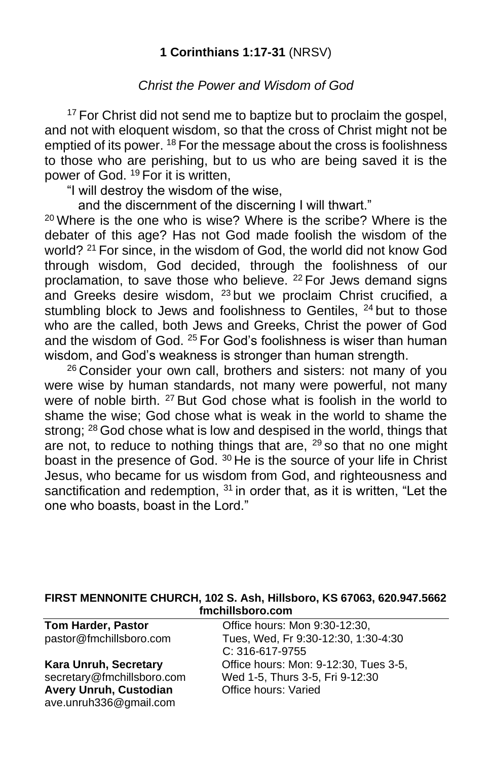## **1 Corinthians 1:17-31** (NRSV)

*Christ the Power and Wisdom of God*

[17] For Christ did not send me to baptize but to proclaim the gospel, and not with eloquent wisdom, so that the cross of Christ might not be emptied of its power. [18] For the message about the cross is foolishness to those who are perishing, but to us who are being saved it is the power of God. [19] For it is written,

"I will destroy the wisdom of the wise,
and the discernment of the discerning I will thwart."

[20] Where is the one who is wise? Where is the scribe? Where is the debater of this age? Has not God made foolish the wisdom of the world? [21] For since, in the wisdom of God, the world did not know God through wisdom, God decided, through the foolishness of our proclamation, to save those who believe. [22] For Jews demand signs and Greeks desire wisdom, [23] but we proclaim Christ crucified, a stumbling block to Jews and foolishness to Gentiles, [24] but to those who are the called, both Jews and Greeks, Christ the power of God and the wisdom of God. [25] For God's foolishness is wiser than human wisdom, and God's weakness is stronger than human strength.

[26] Consider your own call, brothers and sisters: not many of you were wise by human standards, not many were powerful, not many were of noble birth. [27] But God chose what is foolish in the world to shame the wise; God chose what is weak in the world to shame the strong; [28] God chose what is low and despised in the world, things that are not, to reduce to nothing things that are, [29] so that no one might boast in the presence of God. [30] He is the source of your life in Christ Jesus, who became for us wisdom from God, and righteousness and sanctification and redemption, [31] in order that, as it is written, "Let the one who boasts, boast in the Lord."

**FIRST MENNONITE CHURCH, 102 S. Ash, Hillsboro, KS 67063, 620.947.5662**
**fmchillsboro.com**

**Tom Harder, Pastor**
pastor@fmchillsboro.com
Office hours: Mon 9:30-12:30, Tues, Wed, Fr 9:30-12:30, 1:30-4:30
C: 316-617-9755

**Kara Unruh, Secretary**
secretary@fmchillsboro.com
Office hours: Mon: 9-12:30, Tues 3-5, Wed 1-5, Thurs 3-5, Fri 9-12:30

**Avery Unruh, Custodian**
ave.unruh336@gmail.com
Office hours: Varied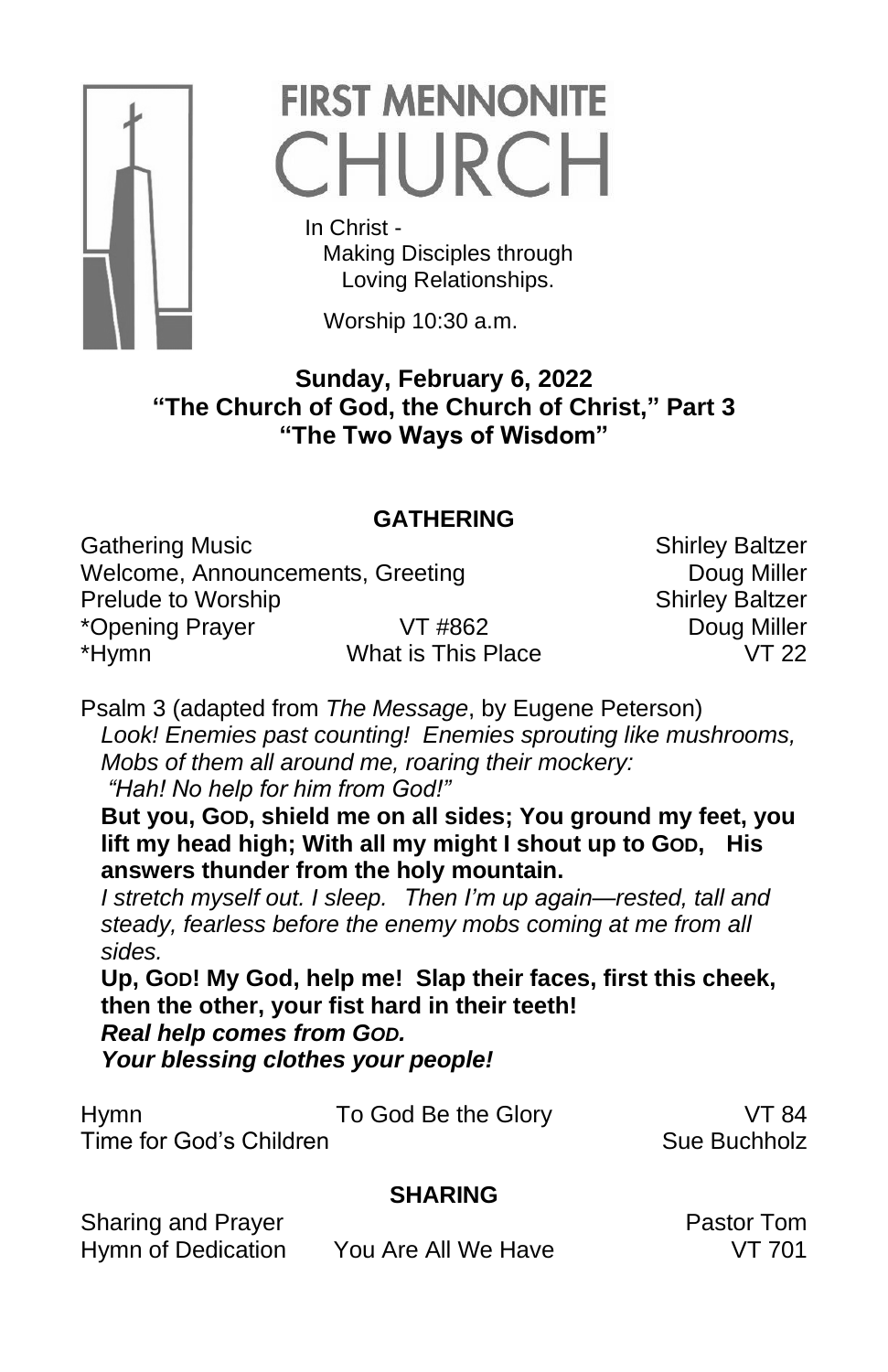# FIRST MENNONITE CHURCH

In Christ -
Making Disciples through
Loving Relationships.

Worship 10:30 a.m.

**Sunday, February 6, 2022**
**"The Church of God, the Church of Christ," Part 3**
**"The Two Ways of Wisdom"**

## GATHERING

| | | |
|---|---|---|
| Gathering Music | | Shirley Baltzer |
| Welcome, Announcements, Greeting | | Doug Miller |
| Prelude to Worship | | Shirley Baltzer |
| *Opening Prayer | VT #862 | Doug Miller |
| *Hymn | What is This Place | VT 22 |

Psalm 3 (adapted from *The Message*, by Eugene Peterson)

*Look! Enemies past counting! Enemies sprouting like mushrooms, Mobs of them all around me, roaring their mockery: "Hah! No help for him from God!"*

**But you, GOD, shield me on all sides; You ground my feet, you lift my head high; With all my might I shout up to GOD, His answers thunder from the holy mountain.**

*I stretch myself out. I sleep. Then I'm up again—rested, tall and steady, fearless before the enemy mobs coming at me from all sides.*

**Up, GOD! My God, help me! Slap their faces, first this cheek, then the other, your fist hard in their teeth!**

***Real help comes from GOD.***
***Your blessing clothes your people!***

| | | |
|---|---|---|
| Hymn | To God Be the Glory | VT 84 |
| Time for God's Children | | Sue Buchholz |

## SHARING

| | | |
|---|---|---|
| Sharing and Prayer | | Pastor Tom |
| Hymn of Dedication | You Are All We Have | VT 701 |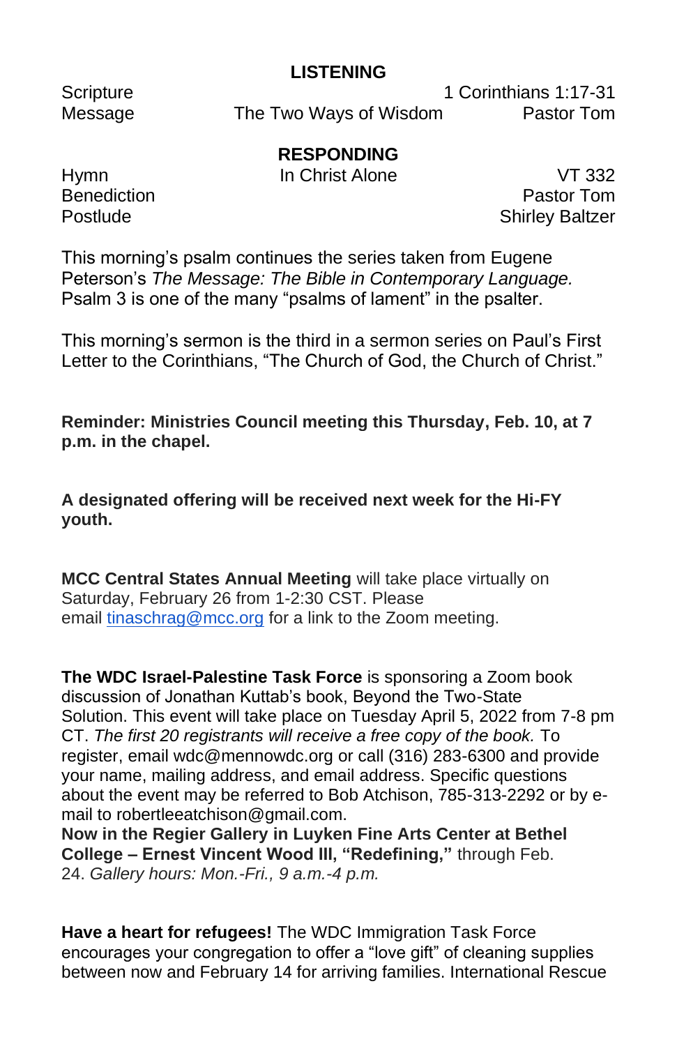## LISTENING

| | | |
|---|---|---|
| Scripture | | 1 Corinthians 1:17-31 |
| Message | The Two Ways of Wisdom | Pastor Tom |

## RESPONDING

| | | |
|---|---|---|
| Hymn | In Christ Alone | VT 332 |
| Benediction | | Pastor Tom |
| Postlude | | Shirley Baltzer |

This morning's psalm continues the series taken from Eugene Peterson's *The Message: The Bible in Contemporary Language.* Psalm 3 is one of the many "psalms of lament" in the psalter.

This morning's sermon is the third in a sermon series on Paul's First Letter to the Corinthians, "The Church of God, the Church of Christ."

**Reminder: Ministries Council meeting this Thursday, Feb. 10, at 7 p.m. in the chapel.**

**A designated offering will be received next week for the Hi-FY youth.**

**MCC Central States Annual Meeting** will take place virtually on Saturday, February 26 from 1-2:30 CST. Please email [tinaschrag@mcc.org](mailto:tinaschrag@mcc.org) for a link to the Zoom meeting.

**The WDC Israel-Palestine Task Force** is sponsoring a Zoom book discussion of Jonathan Kuttab's book, Beyond the Two-State Solution. This event will take place on Tuesday April 5, 2022 from 7-8 pm CT. *The first 20 registrants will receive a free copy of the book.* To register, email wdc@mennowdc.org or call (316) 283-6300 and provide your name, mailing address, and email address. Specific questions about the event may be referred to Bob Atchison, 785-313-2292 or by e-mail to robertleeatchison@gmail.com.

**Now in the Regier Gallery in Luyken Fine Arts Center at Bethel College – Ernest Vincent Wood III, "Redefining,"** through Feb. 24. *Gallery hours: Mon.-Fri., 9 a.m.-4 p.m.*

**Have a heart for refugees!** The WDC Immigration Task Force encourages your congregation to offer a "love gift" of cleaning supplies between now and February 14 for arriving families. International Rescue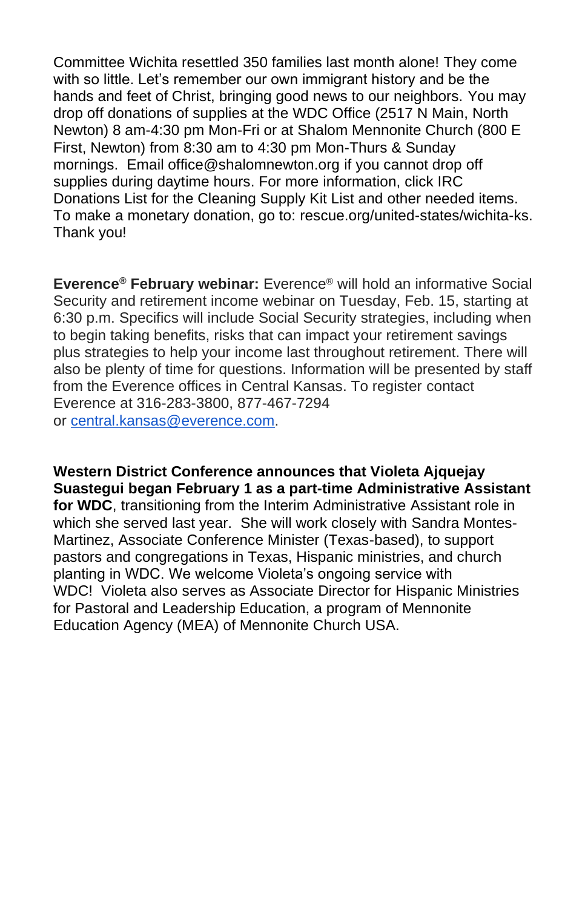Committee Wichita resettled 350 families last month alone! They come with so little. Let's remember our own immigrant history and be the hands and feet of Christ, bringing good news to our neighbors. You may drop off donations of supplies at the WDC Office (2517 N Main, North Newton) 8 am-4:30 pm Mon-Fri or at Shalom Mennonite Church (800 E First, Newton) from 8:30 am to 4:30 pm Mon-Thurs & Sunday mornings. Email office@shalomnewton.org if you cannot drop off supplies during daytime hours. For more information, click IRC Donations List for the Cleaning Supply Kit List and other needed items. To make a monetary donation, go to: rescue.org/united-states/wichita-ks. Thank you!

**Everence® February webinar:** Everence® will hold an informative Social Security and retirement income webinar on Tuesday, Feb. 15, starting at 6:30 p.m. Specifics will include Social Security strategies, including when to begin taking benefits, risks that can impact your retirement savings plus strategies to help your income last throughout retirement. There will also be plenty of time for questions. Information will be presented by staff from the Everence offices in Central Kansas. To register contact Everence at 316-283-3800, 877-467-7294 or [central.kansas@everence.com](mailto:central.kansas@everence.com).

**Western District Conference announces that Violeta Ajquejay Suastegui began February 1 as a part-time Administrative Assistant for WDC**, transitioning from the Interim Administrative Assistant role in which she served last year. She will work closely with Sandra Montes-Martinez, Associate Conference Minister (Texas-based), to support pastors and congregations in Texas, Hispanic ministries, and church planting in WDC. We welcome Violeta's ongoing service with WDC! Violeta also serves as Associate Director for Hispanic Ministries for Pastoral and Leadership Education, a program of Mennonite Education Agency (MEA) of Mennonite Church USA.